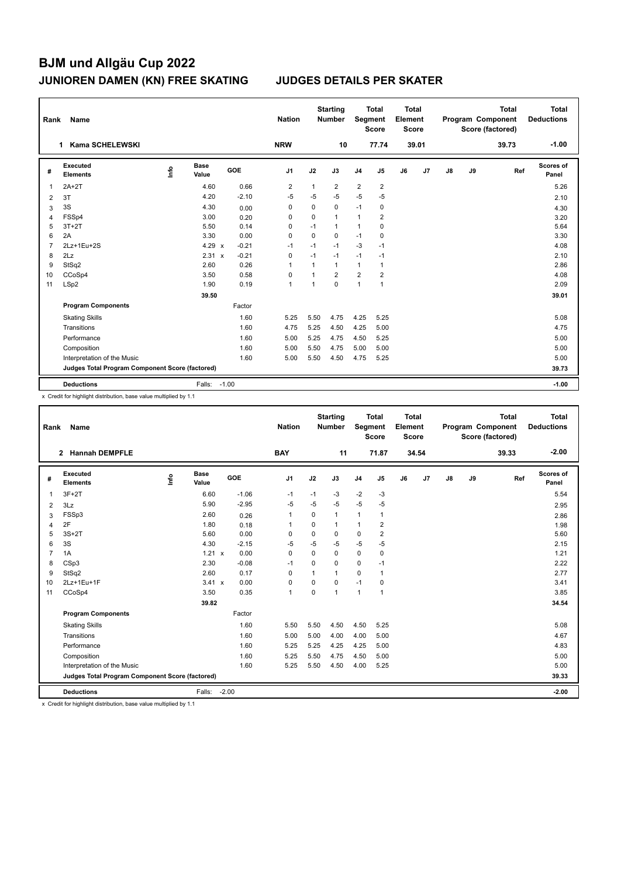# BJM und Allgäu Cup 2022

## JUNIOREN DAMEN (KN) FREE SKATING JUDGES DETAILS PER SKATER

| Rank | Name | Nation | Starting Number | Total Segment Score | Total Element Score | Total Program Component Score (factored) | Total Deductions |
|---|---|---|---|---|---|---|---|
| 1 | Kama SCHELEWSKI | NRW | 10 | 77.74 | 39.01 | 39.73 | -1.00 |

| # | Executed Elements | Info | Base Value | | GOE | J1 | J2 | J3 | J4 | J5 | J6 | J7 | J8 | J9 | Ref | Scores of Panel |
|---|---|---|---|---|---|---|---|---|---|---|---|---|---|---|---|---|
| 1 | 2A+2T | | 4.60 | | 0.66 | 2 | 1 | 2 | 2 | 2 | | | | | | 5.26 |
| 2 | 3T | | 4.20 | | -2.10 | -5 | -5 | -5 | -5 | -5 | | | | | | 2.10 |
| 3 | 3S | | 4.30 | | 0.00 | 0 | 0 | 0 | -1 | 0 | | | | | | 4.30 |
| 4 | FSSp4 | | 3.00 | | 0.20 | 0 | 0 | 1 | 1 | 2 | | | | | | 3.20 |
| 5 | 3T+2T | | 5.50 | | 0.14 | 0 | -1 | 1 | 1 | 0 | | | | | | 5.64 |
| 6 | 2A | | 3.30 | | 0.00 | 0 | 0 | 0 | -1 | 0 | | | | | | 3.30 |
| 7 | 2Lz+1Eu+2S | | 4.29 | x | -0.21 | -1 | -1 | -1 | -3 | -1 | | | | | | 4.08 |
| 8 | 2Lz | | 2.31 | x | -0.21 | 0 | -1 | -1 | -1 | -1 | | | | | | 2.10 |
| 9 | StSq2 | | 2.60 | | 0.26 | 1 | 1 | 1 | 1 | 1 | | | | | | 2.86 |
| 10 | CCoSp4 | | 3.50 | | 0.58 | 0 | 1 | 2 | 2 | 2 | | | | | | 4.08 |
| 11 | LSp2 | | 1.90 | | 0.19 | 1 | 1 | 0 | 1 | 1 | | | | | | 2.09 |
| | | | 39.50 | | | | | | | | | | | | | 39.01 |
| | **Program Components** | | | | Factor | | | | | | | | | | | |
| | Skating Skills | | | | 1.60 | 5.25 | 5.50 | 4.75 | 4.25 | 5.25 | | | | | | 5.08 |
| | Transitions | | | | 1.60 | 4.75 | 5.25 | 4.50 | 4.25 | 5.00 | | | | | | 4.75 |
| | Performance | | | | 1.60 | 5.00 | 5.25 | 4.75 | 4.50 | 5.25 | | | | | | 5.00 |
| | Composition | | | | 1.60 | 5.00 | 5.50 | 4.75 | 5.00 | 5.00 | | | | | | 5.00 |
| | Interpretation of the Music | | | | 1.60 | 5.00 | 5.50 | 4.50 | 4.75 | 5.25 | | | | | | 5.00 |
| | **Judges Total Program Component Score (factored)** | | | | | | | | | | | | | | | 39.73 |
| | **Deductions** | | Falls: | | -1.00 | | | | | | | | | | | -1.00 |

x Credit for highlight distribution, base value multiplied by 1.1

| Rank | Name | Nation | Starting Number | Total Segment Score | Total Element Score | Total Program Component Score (factored) | Total Deductions |
|---|---|---|---|---|---|---|---|
| 2 | Hannah DEMPFLE | BAY | 11 | 71.87 | 34.54 | 39.33 | -2.00 |

| # | Executed Elements | Info | Base Value | | GOE | J1 | J2 | J3 | J4 | J5 | J6 | J7 | J8 | J9 | Ref | Scores of Panel |
|---|---|---|---|---|---|---|---|---|---|---|---|---|---|---|---|---|
| 1 | 3F+2T | | 6.60 | | -1.06 | -1 | -1 | -3 | -2 | -3 | | | | | | 5.54 |
| 2 | 3Lz | | 5.90 | | -2.95 | -5 | -5 | -5 | -5 | -5 | | | | | | 2.95 |
| 3 | FSSp3 | | 2.60 | | 0.26 | 1 | 0 | 1 | 1 | 1 | | | | | | 2.86 |
| 4 | 2F | | 1.80 | | 0.18 | 1 | 0 | 1 | 1 | 2 | | | | | | 1.98 |
| 5 | 3S+2T | | 5.60 | | 0.00 | 0 | 0 | 0 | 0 | 2 | | | | | | 5.60 |
| 6 | 3S | | 4.30 | | -2.15 | -5 | -5 | -5 | -5 | -5 | | | | | | 2.15 |
| 7 | 1A | | 1.21 | x | 0.00 | 0 | 0 | 0 | 0 | 0 | | | | | | 1.21 |
| 8 | CSp3 | | 2.30 | | -0.08 | -1 | 0 | 0 | 0 | -1 | | | | | | 2.22 |
| 9 | StSq2 | | 2.60 | | 0.17 | 0 | 1 | 1 | 0 | 1 | | | | | | 2.77 |
| 10 | 2Lz+1Eu+1F | | 3.41 | x | 0.00 | 0 | 0 | 0 | -1 | 0 | | | | | | 3.41 |
| 11 | CCoSp4 | | 3.50 | | 0.35 | 1 | 0 | 1 | 1 | 1 | | | | | | 3.85 |
| | | | 39.82 | | | | | | | | | | | | | 34.54 |
| | **Program Components** | | | | Factor | | | | | | | | | | | |
| | Skating Skills | | | | 1.60 | 5.50 | 5.50 | 4.50 | 4.50 | 5.25 | | | | | | 5.08 |
| | Transitions | | | | 1.60 | 5.00 | 5.00 | 4.00 | 4.00 | 5.00 | | | | | | 4.67 |
| | Performance | | | | 1.60 | 5.25 | 5.25 | 4.25 | 4.25 | 5.00 | | | | | | 4.83 |
| | Composition | | | | 1.60 | 5.25 | 5.50 | 4.75 | 4.50 | 5.00 | | | | | | 5.00 |
| | Interpretation of the Music | | | | 1.60 | 5.25 | 5.50 | 4.50 | 4.00 | 5.25 | | | | | | 5.00 |
| | **Judges Total Program Component Score (factored)** | | | | | | | | | | | | | | | 39.33 |
| | **Deductions** | | Falls: | | -2.00 | | | | | | | | | | | -2.00 |

x Credit for highlight distribution, base value multiplied by 1.1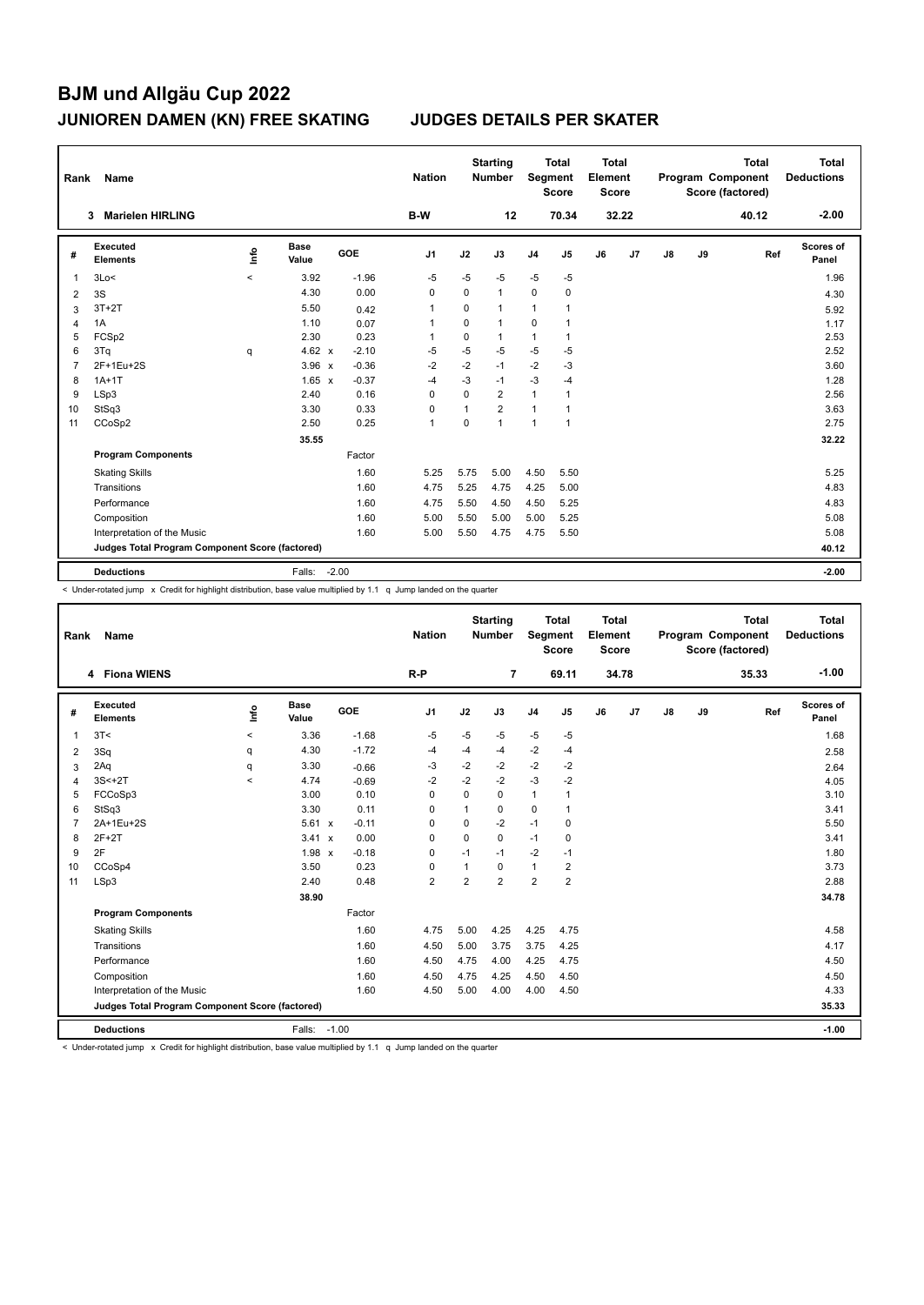# BJM und Allgäu Cup 2022

## JUNIOREN DAMEN (KN) FREE SKATING JUDGES DETAILS PER SKATER

| Rank | Name | Nation | Starting Number | Total Segment Score | Total Element Score | Total Program Component Score (factored) | Total Deductions |
|---|---|---|---|---|---|---|---|
| 3 | Marielen HIRLING | B-W | 12 | 70.34 | 32.22 | 40.12 | -2.00 |

| # | Executed Elements | Info | Base Value | | GOE | J1 | J2 | J3 | J4 | J5 | J6 | J7 | J8 | J9 | Ref | Scores of Panel |
|---|---|---|---|---|---|---|---|---|---|---|---|---|---|---|---|---|
| 1 | 3Lo< | < | 3.92 | | -1.96 | -5 | -5 | -5 | -5 | -5 | | | | | | 1.96 |
| 2 | 3S | | 4.30 | | 0.00 | 0 | 0 | 1 | 0 | 0 | | | | | | 4.30 |
| 3 | 3T+2T | | 5.50 | | 0.42 | 1 | 0 | 1 | 1 | 1 | | | | | | 5.92 |
| 4 | 1A | | 1.10 | | 0.07 | 1 | 0 | 1 | 0 | 1 | | | | | | 1.17 |
| 5 | FCSp2 | | 2.30 | | 0.23 | 1 | 0 | 1 | 1 | 1 | | | | | | 2.53 |
| 6 | 3Tq | q | 4.62 | x | -2.10 | -5 | -5 | -5 | -5 | -5 | | | | | | 2.52 |
| 7 | 2F+1Eu+2S | | 3.96 | x | -0.36 | -2 | -2 | -1 | -2 | -3 | | | | | | 3.60 |
| 8 | 1A+1T | | 1.65 | x | -0.37 | -4 | -3 | -1 | -3 | -4 | | | | | | 1.28 |
| 9 | LSp3 | | 2.40 | | 0.16 | 0 | 0 | 2 | 1 | 1 | | | | | | 2.56 |
| 10 | StSq3 | | 3.30 | | 0.33 | 0 | 1 | 2 | 1 | 1 | | | | | | 3.63 |
| 11 | CCoSp2 | | 2.50 | | 0.25 | 1 | 0 | 1 | 1 | 1 | | | | | | 2.75 |
| | | | 35.55 | | | | | | | | | | | | | 32.22 |
| | **Program Components** | | | | Factor | | | | | | | | | | | |
| | Skating Skills | | | | 1.60 | 5.25 | 5.75 | 5.00 | 4.50 | 5.50 | | | | | | 5.25 |
| | Transitions | | | | 1.60 | 4.75 | 5.25 | 4.75 | 4.25 | 5.00 | | | | | | 4.83 |
| | Performance | | | | 1.60 | 4.75 | 5.50 | 4.50 | 4.50 | 5.25 | | | | | | 4.83 |
| | Composition | | | | 1.60 | 5.00 | 5.50 | 5.00 | 5.00 | 5.25 | | | | | | 5.08 |
| | Interpretation of the Music | | | | 1.60 | 5.00 | 5.50 | 4.75 | 4.75 | 5.50 | | | | | | 5.08 |
| | **Judges Total Program Component Score (factored)** | | | | | | | | | | | | | | | 40.12 |
| | **Deductions** | | Falls: | | -2.00 | | | | | | | | | | | -2.00 |

< Under-rotated jump x Credit for highlight distribution, base value multiplied by 1.1 q Jump landed on the quarter

| Rank | Name | Nation | Starting Number | Total Segment Score | Total Element Score | Total Program Component Score (factored) | Total Deductions |
|---|---|---|---|---|---|---|---|
| 4 | Fiona WIENS | R-P | 7 | 69.11 | 34.78 | 35.33 | -1.00 |

| # | Executed Elements | Info | Base Value | | GOE | J1 | J2 | J3 | J4 | J5 | J6 | J7 | J8 | J9 | Ref | Scores of Panel |
|---|---|---|---|---|---|---|---|---|---|---|---|---|---|---|---|---|
| 1 | 3T< | < | 3.36 | | -1.68 | -5 | -5 | -5 | -5 | -5 | | | | | | 1.68 |
| 2 | 3Sq | q | 4.30 | | -1.72 | -4 | -4 | -4 | -2 | -4 | | | | | | 2.58 |
| 3 | 2Aq | q | 3.30 | | -0.66 | -3 | -2 | -2 | -2 | -2 | | | | | | 2.64 |
| 4 | 3S<+2T | < | 4.74 | | -0.69 | -2 | -2 | -2 | -3 | -2 | | | | | | 4.05 |
| 5 | FCCoSp3 | | 3.00 | | 0.10 | 0 | 0 | 0 | 1 | 1 | | | | | | 3.10 |
| 6 | StSq3 | | 3.30 | | 0.11 | 0 | 1 | 0 | 0 | 1 | | | | | | 3.41 |
| 7 | 2A+1Eu+2S | | 5.61 | x | -0.11 | 0 | 0 | -2 | -1 | 0 | | | | | | 5.50 |
| 8 | 2F+2T | | 3.41 | x | 0.00 | 0 | 0 | 0 | -1 | 0 | | | | | | 3.41 |
| 9 | 2F | | 1.98 | x | -0.18 | 0 | -1 | -1 | -2 | -1 | | | | | | 1.80 |
| 10 | CCoSp4 | | 3.50 | | 0.23 | 0 | 1 | 0 | 1 | 2 | | | | | | 3.73 |
| 11 | LSp3 | | 2.40 | | 0.48 | 2 | 2 | 2 | 2 | 2 | | | | | | 2.88 |
| | | | 38.90 | | | | | | | | | | | | | 34.78 |
| | **Program Components** | | | | Factor | | | | | | | | | | | |
| | Skating Skills | | | | 1.60 | 4.75 | 5.00 | 4.25 | 4.25 | 4.75 | | | | | | 4.58 |
| | Transitions | | | | 1.60 | 4.50 | 5.00 | 3.75 | 3.75 | 4.25 | | | | | | 4.17 |
| | Performance | | | | 1.60 | 4.50 | 4.75 | 4.00 | 4.25 | 4.75 | | | | | | 4.50 |
| | Composition | | | | 1.60 | 4.50 | 4.75 | 4.25 | 4.50 | 4.50 | | | | | | 4.50 |
| | Interpretation of the Music | | | | 1.60 | 4.50 | 5.00 | 4.00 | 4.00 | 4.50 | | | | | | 4.33 |
| | **Judges Total Program Component Score (factored)** | | | | | | | | | | | | | | | 35.33 |
| | **Deductions** | | Falls: | | -1.00 | | | | | | | | | | | -1.00 |

< Under-rotated jump x Credit for highlight distribution, base value multiplied by 1.1 q Jump landed on the quarter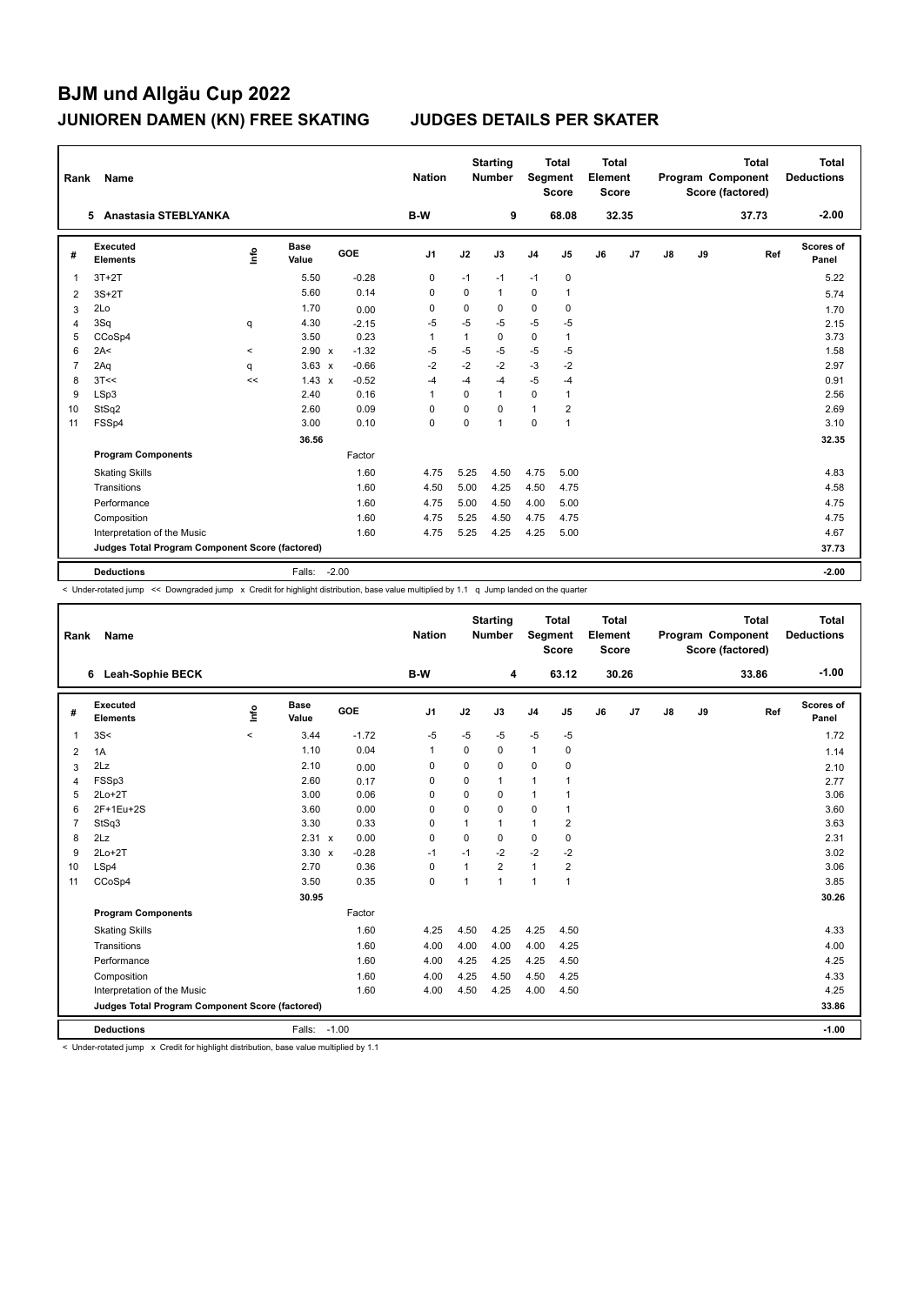# BJM und Allgäu Cup 2022

## JUNIOREN DAMEN (KN) FREE SKATING JUDGES DETAILS PER SKATER

| Rank | Name | Nation | Starting Number | Total Segment Score | Total Element Score | Total Program Component Score (factored) | Total Deductions |
|---|---|---|---|---|---|---|---|
| 5 | Anastasia STEBLYANKA | B-W | 9 | 68.08 | 32.35 | 37.73 | -2.00 |

| # | Executed Elements | Info | Base Value | | GOE | J1 | J2 | J3 | J4 | J5 | J6 | J7 | J8 | J9 | Ref | Scores of Panel |
|---|---|---|---|---|---|---|---|---|---|---|---|---|---|---|---|---|
| 1 | 3T+2T | | 5.50 | | -0.28 | 0 | -1 | -1 | -1 | 0 | | | | | | 5.22 |
| 2 | 3S+2T | | 5.60 | | 0.14 | 0 | 0 | 1 | 0 | 1 | | | | | | 5.74 |
| 3 | 2Lo | | 1.70 | | 0.00 | 0 | 0 | 0 | 0 | 0 | | | | | | 1.70 |
| 4 | 3Sq | q | 4.30 | | -2.15 | -5 | -5 | -5 | -5 | -5 | | | | | | 2.15 |
| 5 | CCoSp4 | | 3.50 | | 0.23 | 1 | 1 | 0 | 0 | 1 | | | | | | 3.73 |
| 6 | 2A< | < | 2.90 | x | -1.32 | -5 | -5 | -5 | -5 | -5 | | | | | | 1.58 |
| 7 | 2Aq | q | 3.63 | x | -0.66 | -2 | -2 | -2 | -3 | -2 | | | | | | 2.97 |
| 8 | 3T<< | << | 1.43 | x | -0.52 | -4 | -4 | -4 | -5 | -4 | | | | | | 0.91 |
| 9 | LSp3 | | 2.40 | | 0.16 | 1 | 0 | 1 | 0 | 1 | | | | | | 2.56 |
| 10 | StSq2 | | 2.60 | | 0.09 | 0 | 0 | 0 | 1 | 2 | | | | | | 2.69 |
| 11 | FSSp4 | | 3.00 | | 0.10 | 0 | 0 | 1 | 0 | 1 | | | | | | 3.10 |
| | | | 36.56 | | | | | | | | | | | | | 32.35 |
| | **Program Components** | | | | Factor | | | | | | | | | | | |
| | Skating Skills | | | | 1.60 | 4.75 | 5.25 | 4.50 | 4.75 | 5.00 | | | | | | 4.83 |
| | Transitions | | | | 1.60 | 4.50 | 5.00 | 4.25 | 4.50 | 4.75 | | | | | | 4.58 |
| | Performance | | | | 1.60 | 4.75 | 5.00 | 4.50 | 4.00 | 5.00 | | | | | | 4.75 |
| | Composition | | | | 1.60 | 4.75 | 5.25 | 4.50 | 4.75 | 4.75 | | | | | | 4.75 |
| | Interpretation of the Music | | | | 1.60 | 4.75 | 5.25 | 4.25 | 4.25 | 5.00 | | | | | | 4.67 |
| | **Judges Total Program Component Score (factored)** | | | | | | | | | | | | | | | 37.73 |
| | **Deductions** | | Falls: | -2.00 | | | | | | | | | | | | -2.00 |

< Under-rotated jump << Downgraded jump x Credit for highlight distribution, base value multiplied by 1.1 q Jump landed on the quarter

| Rank | Name | Nation | Starting Number | Total Segment Score | Total Element Score | Total Program Component Score (factored) | Total Deductions |
|---|---|---|---|---|---|---|---|
| 6 | Leah-Sophie BECK | B-W | 4 | 63.12 | 30.26 | 33.86 | -1.00 |

| # | Executed Elements | Info | Base Value | | GOE | J1 | J2 | J3 | J4 | J5 | J6 | J7 | J8 | J9 | Ref | Scores of Panel |
|---|---|---|---|---|---|---|---|---|---|---|---|---|---|---|---|---|
| 1 | 3S< | < | 3.44 | | -1.72 | -5 | -5 | -5 | -5 | -5 | | | | | | 1.72 |
| 2 | 1A | | 1.10 | | 0.04 | 1 | 0 | 0 | 1 | 0 | | | | | | 1.14 |
| 3 | 2Lz | | 2.10 | | 0.00 | 0 | 0 | 0 | 0 | 0 | | | | | | 2.10 |
| 4 | FSSp3 | | 2.60 | | 0.17 | 0 | 0 | 1 | 1 | 1 | | | | | | 2.77 |
| 5 | 2Lo+2T | | 3.00 | | 0.06 | 0 | 0 | 0 | 1 | 1 | | | | | | 3.06 |
| 6 | 2F+1Eu+2S | | 3.60 | | 0.00 | 0 | 0 | 0 | 0 | 1 | | | | | | 3.60 |
| 7 | StSq3 | | 3.30 | | 0.33 | 0 | 1 | 1 | 1 | 2 | | | | | | 3.63 |
| 8 | 2Lz | | 2.31 | x | 0.00 | 0 | 0 | 0 | 0 | 0 | | | | | | 2.31 |
| 9 | 2Lo+2T | | 3.30 | x | -0.28 | -1 | -1 | -2 | -2 | -2 | | | | | | 3.02 |
| 10 | LSp4 | | 2.70 | | 0.36 | 0 | 1 | 2 | 1 | 2 | | | | | | 3.06 |
| 11 | CCoSp4 | | 3.50 | | 0.35 | 0 | 1 | 1 | 1 | 1 | | | | | | 3.85 |
| | | | 30.95 | | | | | | | | | | | | | 30.26 |
| | **Program Components** | | | | Factor | | | | | | | | | | | |
| | Skating Skills | | | | 1.60 | 4.25 | 4.50 | 4.25 | 4.25 | 4.50 | | | | | | 4.33 |
| | Transitions | | | | 1.60 | 4.00 | 4.00 | 4.00 | 4.00 | 4.25 | | | | | | 4.00 |
| | Performance | | | | 1.60 | 4.00 | 4.25 | 4.25 | 4.25 | 4.50 | | | | | | 4.25 |
| | Composition | | | | 1.60 | 4.00 | 4.25 | 4.50 | 4.50 | 4.25 | | | | | | 4.33 |
| | Interpretation of the Music | | | | 1.60 | 4.00 | 4.50 | 4.25 | 4.00 | 4.50 | | | | | | 4.25 |
| | **Judges Total Program Component Score (factored)** | | | | | | | | | | | | | | | 33.86 |
| | **Deductions** | | Falls: | -1.00 | | | | | | | | | | | | -1.00 |

< Under-rotated jump x Credit for highlight distribution, base value multiplied by 1.1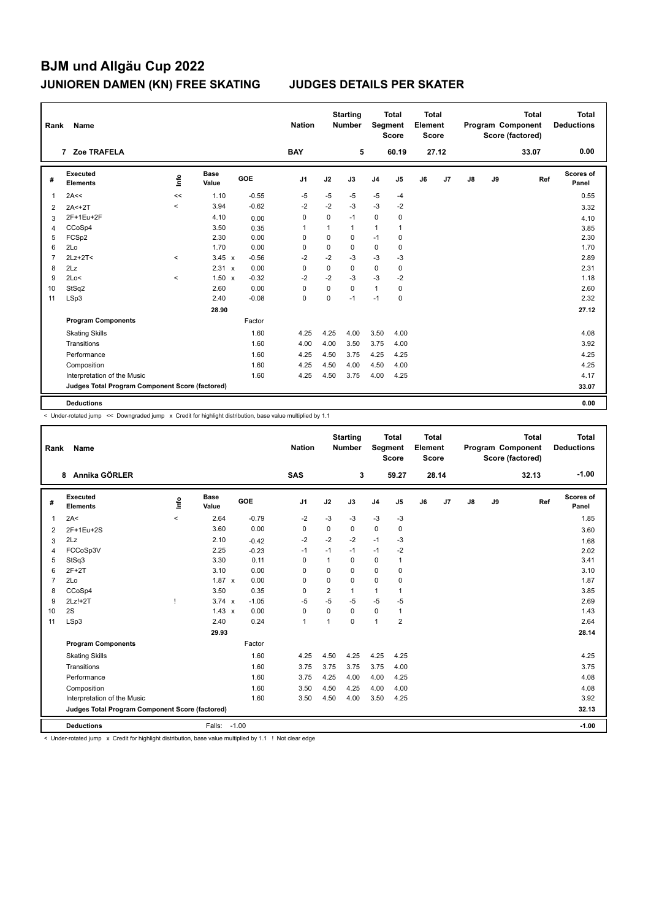# BJM und Allgäu Cup 2022

## JUNIOREN DAMEN (KN) FREE SKATING — JUDGES DETAILS PER SKATER

| Rank | Name | Nation | Starting Number | Total Segment Score | Total Element Score | Total Program Component Score (factored) | Total Deductions |
|---|---|---|---|---|---|---|---|
| 7 | Zoe TRAFELA | BAY | 5 | 60.19 | 27.12 | 33.07 | 0.00 |

| # | Executed Elements | Info | Base Value | | GOE | J1 | J2 | J3 | J4 | J5 | J6 | J7 | J8 | J9 | Ref | Scores of Panel |
|---|---|---|---|---|---|---|---|---|---|---|---|---|---|---|---|---|
| 1 | 2A<< | << | 1.10 | | -0.55 | -5 | -5 | -5 | -5 | -4 | | | | | | 0.55 |
| 2 | 2A<+2T | < | 3.94 | | -0.62 | -2 | -2 | -3 | -3 | -2 | | | | | | 3.32 |
| 3 | 2F+1Eu+2F | | 4.10 | | 0.00 | 0 | 0 | -1 | 0 | 0 | | | | | | 4.10 |
| 4 | CCoSp4 | | 3.50 | | 0.35 | 1 | 1 | 1 | 1 | 1 | | | | | | 3.85 |
| 5 | FCSp2 | | 2.30 | | 0.00 | 0 | 0 | 0 | -1 | 0 | | | | | | 2.30 |
| 6 | 2Lo | | 1.70 | | 0.00 | 0 | 0 | 0 | 0 | 0 | | | | | | 1.70 |
| 7 | 2Lz+2T< | < | 3.45 | x | -0.56 | -2 | -2 | -3 | -3 | -3 | | | | | | 2.89 |
| 8 | 2Lz | | 2.31 | x | 0.00 | 0 | 0 | 0 | 0 | 0 | | | | | | 2.31 |
| 9 | 2Lo< | < | 1.50 | x | -0.32 | -2 | -2 | -3 | -3 | -2 | | | | | | 1.18 |
| 10 | StSq2 | | 2.60 | | 0.00 | 0 | 0 | 0 | 1 | 0 | | | | | | 2.60 |
| 11 | LSp3 | | 2.40 | | -0.08 | 0 | 0 | -1 | -1 | 0 | | | | | | 2.32 |
| | | | 28.90 | | | | | | | | | | | | | 27.12 |
| | **Program Components** | | | | Factor | | | | | | | | | | | |
| | Skating Skills | | | | 1.60 | 4.25 | 4.25 | 4.00 | 3.50 | 4.00 | | | | | | 4.08 |
| | Transitions | | | | 1.60 | 4.00 | 4.00 | 3.50 | 3.75 | 4.00 | | | | | | 3.92 |
| | Performance | | | | 1.60 | 4.25 | 4.50 | 3.75 | 4.25 | 4.25 | | | | | | 4.25 |
| | Composition | | | | 1.60 | 4.25 | 4.50 | 4.00 | 4.50 | 4.00 | | | | | | 4.25 |
| | Interpretation of the Music | | | | 1.60 | 4.25 | 4.50 | 3.75 | 4.00 | 4.25 | | | | | | 4.17 |
| | **Judges Total Program Component Score (factored)** | | | | | | | | | | | | | | | 33.07 |
| | **Deductions** | | | | | | | | | | | | | | | 0.00 |

< Under-rotated jump << Downgraded jump x Credit for highlight distribution, base value multiplied by 1.1

| Rank | Name | Nation | Starting Number | Total Segment Score | Total Element Score | Total Program Component Score (factored) | Total Deductions |
|---|---|---|---|---|---|---|---|
| 8 | Annika GÖRLER | SAS | 3 | 59.27 | 28.14 | 32.13 | -1.00 |

| # | Executed Elements | Info | Base Value | | GOE | J1 | J2 | J3 | J4 | J5 | J6 | J7 | J8 | J9 | Ref | Scores of Panel |
|---|---|---|---|---|---|---|---|---|---|---|---|---|---|---|---|---|
| 1 | 2A< | < | 2.64 | | -0.79 | -2 | -3 | -3 | -3 | -3 | | | | | | 1.85 |
| 2 | 2F+1Eu+2S | | 3.60 | | 0.00 | 0 | 0 | 0 | 0 | 0 | | | | | | 3.60 |
| 3 | 2Lz | | 2.10 | | -0.42 | -2 | -2 | -2 | -1 | -3 | | | | | | 1.68 |
| 4 | FCCoSp3V | | 2.25 | | -0.23 | -1 | -1 | -1 | -1 | -2 | | | | | | 2.02 |
| 5 | StSq3 | | 3.30 | | 0.11 | 0 | 1 | 0 | 0 | 1 | | | | | | 3.41 |
| 6 | 2F+2T | | 3.10 | | 0.00 | 0 | 0 | 0 | 0 | 0 | | | | | | 3.10 |
| 7 | 2Lo | | 1.87 | x | 0.00 | 0 | 0 | 0 | 0 | 0 | | | | | | 1.87 |
| 8 | CCoSp4 | | 3.50 | | 0.35 | 0 | 2 | 1 | 1 | 1 | | | | | | 3.85 |
| 9 | 2Lz!+2T | ! | 3.74 | x | -1.05 | -5 | -5 | -5 | -5 | -5 | | | | | | 2.69 |
| 10 | 2S | | 1.43 | x | 0.00 | 0 | 0 | 0 | 0 | 1 | | | | | | 1.43 |
| 11 | LSp3 | | 2.40 | | 0.24 | 1 | 1 | 0 | 1 | 2 | | | | | | 2.64 |
| | | | 29.93 | | | | | | | | | | | | | 28.14 |
| | **Program Components** | | | | Factor | | | | | | | | | | | |
| | Skating Skills | | | | 1.60 | 4.25 | 4.50 | 4.25 | 4.25 | 4.25 | | | | | | 4.25 |
| | Transitions | | | | 1.60 | 3.75 | 3.75 | 3.75 | 3.75 | 4.00 | | | | | | 3.75 |
| | Performance | | | | 1.60 | 3.75 | 4.25 | 4.00 | 4.00 | 4.25 | | | | | | 4.08 |
| | Composition | | | | 1.60 | 3.50 | 4.50 | 4.25 | 4.00 | 4.00 | | | | | | 4.08 |
| | Interpretation of the Music | | | | 1.60 | 3.50 | 4.50 | 4.00 | 3.50 | 4.25 | | | | | | 3.92 |
| | **Judges Total Program Component Score (factored)** | | | | | | | | | | | | | | | 32.13 |
| | **Deductions** | | Falls: -1.00 | | | | | | | | | | | | | -1.00 |

< Under-rotated jump x Credit for highlight distribution, base value multiplied by 1.1 ! Not clear edge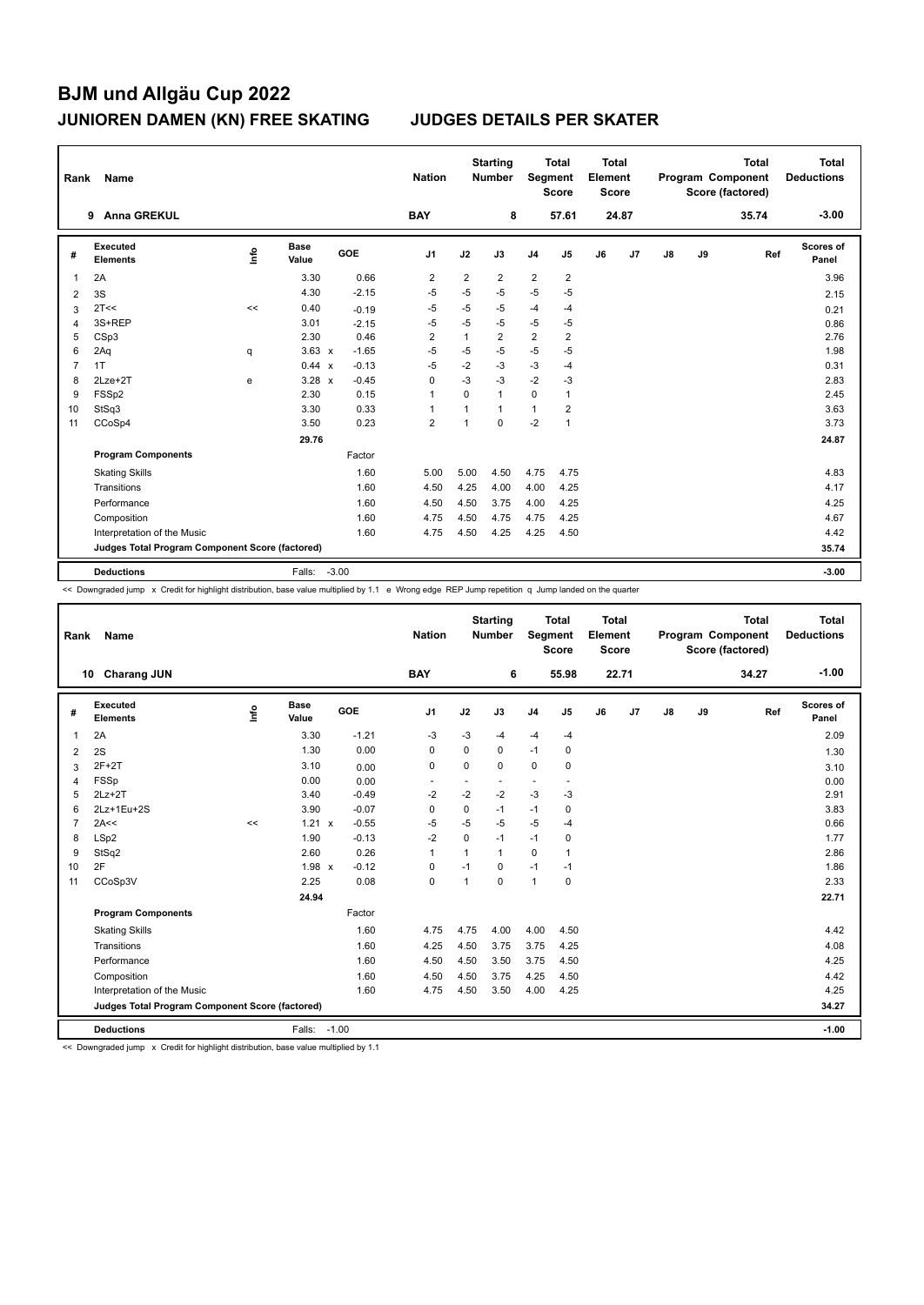# BJM und Allgäu Cup 2022

## JUNIOREN DAMEN (KN) FREE SKATING JUDGES DETAILS PER SKATER

| Rank | Name | Nation | Starting Number | Total Segment Score | Total Element Score | Total Program Component Score (factored) | Total Deductions |
|---|---|---|---|---|---|---|---|
| 9 | Anna GREKUL | BAY | 8 | 57.61 | 24.87 | 35.74 | -3.00 |

| # | Executed Elements | Info | Base Value | | GOE | J1 | J2 | J3 | J4 | J5 | J6 | J7 | J8 | J9 | Ref | Scores of Panel |
|---|---|---|---|---|---|---|---|---|---|---|---|---|---|---|---|---|
| 1 | 2A | | 3.30 | | 0.66 | 2 | 2 | 2 | 2 | 2 | | | | | | 3.96 |
| 2 | 3S | | 4.30 | | -2.15 | -5 | -5 | -5 | -5 | -5 | | | | | | 2.15 |
| 3 | 2T<< | << | 0.40 | | -0.19 | -5 | -5 | -5 | -4 | -4 | | | | | | 0.21 |
| 4 | 3S+REP | | 3.01 | | -2.15 | -5 | -5 | -5 | -5 | -5 | | | | | | 0.86 |
| 5 | CSp3 | | 2.30 | | 0.46 | 2 | 1 | 2 | 2 | 2 | | | | | | 2.76 |
| 6 | 2Aq | q | 3.63 | x | -1.65 | -5 | -5 | -5 | -5 | -5 | | | | | | 1.98 |
| 7 | 1T | | 0.44 | x | -0.13 | -5 | -2 | -3 | -3 | -4 | | | | | | 0.31 |
| 8 | 2Lze+2T | e | 3.28 | x | -0.45 | 0 | -3 | -3 | -2 | -3 | | | | | | 2.83 |
| 9 | FSSp2 | | 2.30 | | 0.15 | 1 | 0 | 1 | 0 | 1 | | | | | | 2.45 |
| 10 | StSq3 | | 3.30 | | 0.33 | 1 | 1 | 1 | 1 | 2 | | | | | | 3.63 |
| 11 | CCoSp4 | | 3.50 | | 0.23 | 2 | 1 | 0 | -2 | 1 | | | | | | 3.73 |
| | | | 29.76 | | | | | | | | | | | | | 24.87 |
| | **Program Components** | | | | Factor | | | | | | | | | | | |
| | Skating Skills | | | | 1.60 | 5.00 | 5.00 | 4.50 | 4.75 | 4.75 | | | | | | 4.83 |
| | Transitions | | | | 1.60 | 4.50 | 4.25 | 4.00 | 4.00 | 4.25 | | | | | | 4.17 |
| | Performance | | | | 1.60 | 4.50 | 4.50 | 3.75 | 4.00 | 4.25 | | | | | | 4.25 |
| | Composition | | | | 1.60 | 4.75 | 4.50 | 4.75 | 4.75 | 4.25 | | | | | | 4.67 |
| | Interpretation of the Music | | | | 1.60 | 4.75 | 4.50 | 4.25 | 4.25 | 4.50 | | | | | | 4.42 |
| | **Judges Total Program Component Score (factored)** | | | | | | | | | | | | | | | 35.74 |
| | **Deductions** | | Falls: | -3.00 | | | | | | | | | | | | -3.00 |

<< Downgraded jump x Credit for highlight distribution, base value multiplied by 1.1 e Wrong edge REP Jump repetition q Jump landed on the quarter

| Rank | Name | Nation | Starting Number | Total Segment Score | Total Element Score | Total Program Component Score (factored) | Total Deductions |
|---|---|---|---|---|---|---|---|
| 10 | Charang JUN | BAY | 6 | 55.98 | 22.71 | 34.27 | -1.00 |

| # | Executed Elements | Info | Base Value | | GOE | J1 | J2 | J3 | J4 | J5 | J6 | J7 | J8 | J9 | Ref | Scores of Panel |
|---|---|---|---|---|---|---|---|---|---|---|---|---|---|---|---|---|
| 1 | 2A | | 3.30 | | -1.21 | -3 | -3 | -4 | -4 | -4 | | | | | | 2.09 |
| 2 | 2S | | 1.30 | | 0.00 | 0 | 0 | 0 | -1 | 0 | | | | | | 1.30 |
| 3 | 2F+2T | | 3.10 | | 0.00 | 0 | 0 | 0 | 0 | 0 | | | | | | 3.10 |
| 4 | FSSp | | 0.00 | | 0.00 | - | - | - | - | - | | | | | | 0.00 |
| 5 | 2Lz+2T | | 3.40 | | -0.49 | -2 | -2 | -2 | -3 | -3 | | | | | | 2.91 |
| 6 | 2Lz+1Eu+2S | | 3.90 | | -0.07 | 0 | 0 | -1 | -1 | 0 | | | | | | 3.83 |
| 7 | 2A<< | << | 1.21 | x | -0.55 | -5 | -5 | -5 | -5 | -4 | | | | | | 0.66 |
| 8 | LSp2 | | 1.90 | | -0.13 | -2 | 0 | -1 | -1 | 0 | | | | | | 1.77 |
| 9 | StSq2 | | 2.60 | | 0.26 | 1 | 1 | 1 | 0 | 1 | | | | | | 2.86 |
| 10 | 2F | | 1.98 | x | -0.12 | 0 | -1 | 0 | -1 | -1 | | | | | | 1.86 |
| 11 | CCoSp3V | | 2.25 | | 0.08 | 0 | 1 | 0 | 1 | 0 | | | | | | 2.33 |
| | | | 24.94 | | | | | | | | | | | | | 22.71 |
| | **Program Components** | | | | Factor | | | | | | | | | | | |
| | Skating Skills | | | | 1.60 | 4.75 | 4.75 | 4.00 | 4.00 | 4.50 | | | | | | 4.42 |
| | Transitions | | | | 1.60 | 4.25 | 4.50 | 3.75 | 3.75 | 4.25 | | | | | | 4.08 |
| | Performance | | | | 1.60 | 4.50 | 4.50 | 3.50 | 3.75 | 4.50 | | | | | | 4.25 |
| | Composition | | | | 1.60 | 4.50 | 4.50 | 3.75 | 4.25 | 4.50 | | | | | | 4.42 |
| | Interpretation of the Music | | | | 1.60 | 4.75 | 4.50 | 3.50 | 4.00 | 4.25 | | | | | | 4.25 |
| | **Judges Total Program Component Score (factored)** | | | | | | | | | | | | | | | 34.27 |
| | **Deductions** | | Falls: | -1.00 | | | | | | | | | | | | -1.00 |

<< Downgraded jump x Credit for highlight distribution, base value multiplied by 1.1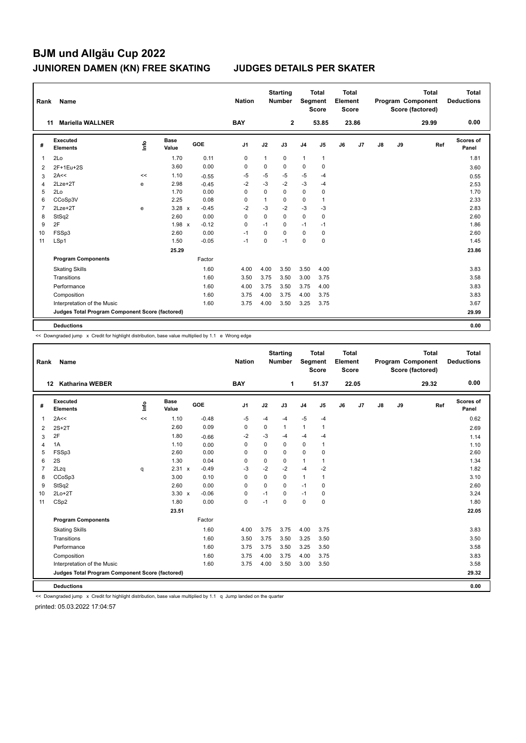# BJM und Allgäu Cup 2022

## JUNIOREN DAMEN (KN) FREE SKATING JUDGES DETAILS PER SKATER

| Rank | Name | Nation | Starting Number | Total Segment Score | Total Element Score | Total Program Component Score (factored) | Total Deductions |
|---|---|---|---|---|---|---|---|
| 11 | Mariella WALLNER | BAY | 2 | 53.85 | 23.86 | 29.99 | 0.00 |

| # | Executed Elements | Info | Base Value | | GOE | J1 | J2 | J3 | J4 | J5 | J6 | J7 | J8 | J9 | Ref | Scores of Panel |
|---|---|---|---|---|---|---|---|---|---|---|---|---|---|---|---|---|
| 1 | 2Lo | | 1.70 | | 0.11 | 0 | 1 | 0 | 1 | 1 | | | | | | 1.81 |
| 2 | 2F+1Eu+2S | | 3.60 | | 0.00 | 0 | 0 | 0 | 0 | 0 | | | | | | 3.60 |
| 3 | 2A<< | << | 1.10 | | -0.55 | -5 | -5 | -5 | -5 | -4 | | | | | | 0.55 |
| 4 | 2Lze+2T | e | 2.98 | | -0.45 | -2 | -3 | -2 | -3 | -4 | | | | | | 2.53 |
| 5 | 2Lo | | 1.70 | | 0.00 | 0 | 0 | 0 | 0 | 0 | | | | | | 1.70 |
| 6 | CCoSp3V | | 2.25 | | 0.08 | 0 | 1 | 0 | 0 | 1 | | | | | | 2.33 |
| 7 | 2Lze+2T | e | 3.28 | x | -0.45 | -2 | -3 | -2 | -3 | -3 | | | | | | 2.83 |
| 8 | StSq2 | | 2.60 | | 0.00 | 0 | 0 | 0 | 0 | 0 | | | | | | 2.60 |
| 9 | 2F | | 1.98 | x | -0.12 | 0 | -1 | 0 | -1 | -1 | | | | | | 1.86 |
| 10 | FSSp3 | | 2.60 | | 0.00 | -1 | 0 | 0 | 0 | 0 | | | | | | 2.60 |
| 11 | LSp1 | | 1.50 | | -0.05 | -1 | 0 | -1 | 0 | 0 | | | | | | 1.45 |
| | | | 25.29 | | | | | | | | | | | | | 23.86 |
| | **Program Components** | | | | Factor | | | | | | | | | | | |
| | Skating Skills | | | | 1.60 | 4.00 | 4.00 | 3.50 | 3.50 | 4.00 | | | | | | 3.83 |
| | Transitions | | | | 1.60 | 3.50 | 3.75 | 3.50 | 3.00 | 3.75 | | | | | | 3.58 |
| | Performance | | | | 1.60 | 4.00 | 3.75 | 3.50 | 3.75 | 4.00 | | | | | | 3.83 |
| | Composition | | | | 1.60 | 3.75 | 4.00 | 3.75 | 4.00 | 3.75 | | | | | | 3.83 |
| | Interpretation of the Music | | | | 1.60 | 3.75 | 4.00 | 3.50 | 3.25 | 3.75 | | | | | | 3.67 |
| | **Judges Total Program Component Score (factored)** | | | | | | | | | | | | | | | 29.99 |
| | **Deductions** | | | | | | | | | | | | | | | 0.00 |

<< Downgraded jump x Credit for highlight distribution, base value multiplied by 1.1 e Wrong edge

| Rank | Name | Nation | Starting Number | Total Segment Score | Total Element Score | Total Program Component Score (factored) | Total Deductions |
|---|---|---|---|---|---|---|---|
| 12 | Katharina WEBER | BAY | 1 | 51.37 | 22.05 | 29.32 | 0.00 |

| # | Executed Elements | Info | Base Value | | GOE | J1 | J2 | J3 | J4 | J5 | J6 | J7 | J8 | J9 | Ref | Scores of Panel |
|---|---|---|---|---|---|---|---|---|---|---|---|---|---|---|---|---|
| 1 | 2A<< | << | 1.10 | | -0.48 | -5 | -4 | -4 | -5 | -4 | | | | | | 0.62 |
| 2 | 2S+2T | | 2.60 | | 0.09 | 0 | 0 | 1 | 1 | 1 | | | | | | 2.69 |
| 3 | 2F | | 1.80 | | -0.66 | -2 | -3 | -4 | -4 | -4 | | | | | | 1.14 |
| 4 | 1A | | 1.10 | | 0.00 | 0 | 0 | 0 | 0 | 1 | | | | | | 1.10 |
| 5 | FSSp3 | | 2.60 | | 0.00 | 0 | 0 | 0 | 0 | 0 | | | | | | 2.60 |
| 6 | 2S | | 1.30 | | 0.04 | 0 | 0 | 0 | 1 | 1 | | | | | | 1.34 |
| 7 | 2Lzq | q | 2.31 | x | -0.49 | -3 | -2 | -2 | -4 | -2 | | | | | | 1.82 |
| 8 | CCoSp3 | | 3.00 | | 0.10 | 0 | 0 | 0 | 1 | 1 | | | | | | 3.10 |
| 9 | StSq2 | | 2.60 | | 0.00 | 0 | 0 | 0 | -1 | 0 | | | | | | 2.60 |
| 10 | 2Lo+2T | | 3.30 | x | -0.06 | 0 | -1 | 0 | -1 | 0 | | | | | | 3.24 |
| 11 | CSp2 | | 1.80 | | 0.00 | 0 | -1 | 0 | 0 | 0 | | | | | | 1.80 |
| | | | 23.51 | | | | | | | | | | | | | 22.05 |
| | **Program Components** | | | | Factor | | | | | | | | | | | |
| | Skating Skills | | | | 1.60 | 4.00 | 3.75 | 3.75 | 4.00 | 3.75 | | | | | | 3.83 |
| | Transitions | | | | 1.60 | 3.50 | 3.75 | 3.50 | 3.25 | 3.50 | | | | | | 3.50 |
| | Performance | | | | 1.60 | 3.75 | 3.75 | 3.50 | 3.25 | 3.50 | | | | | | 3.58 |
| | Composition | | | | 1.60 | 3.75 | 4.00 | 3.75 | 4.00 | 3.75 | | | | | | 3.83 |
| | Interpretation of the Music | | | | 1.60 | 3.75 | 4.00 | 3.50 | 3.00 | 3.50 | | | | | | 3.58 |
| | **Judges Total Program Component Score (factored)** | | | | | | | | | | | | | | | 29.32 |
| | **Deductions** | | | | | | | | | | | | | | | 0.00 |

<< Downgraded jump x Credit for highlight distribution, base value multiplied by 1.1 q Jump landed on the quarter

printed: 05.03.2022 17:04:57